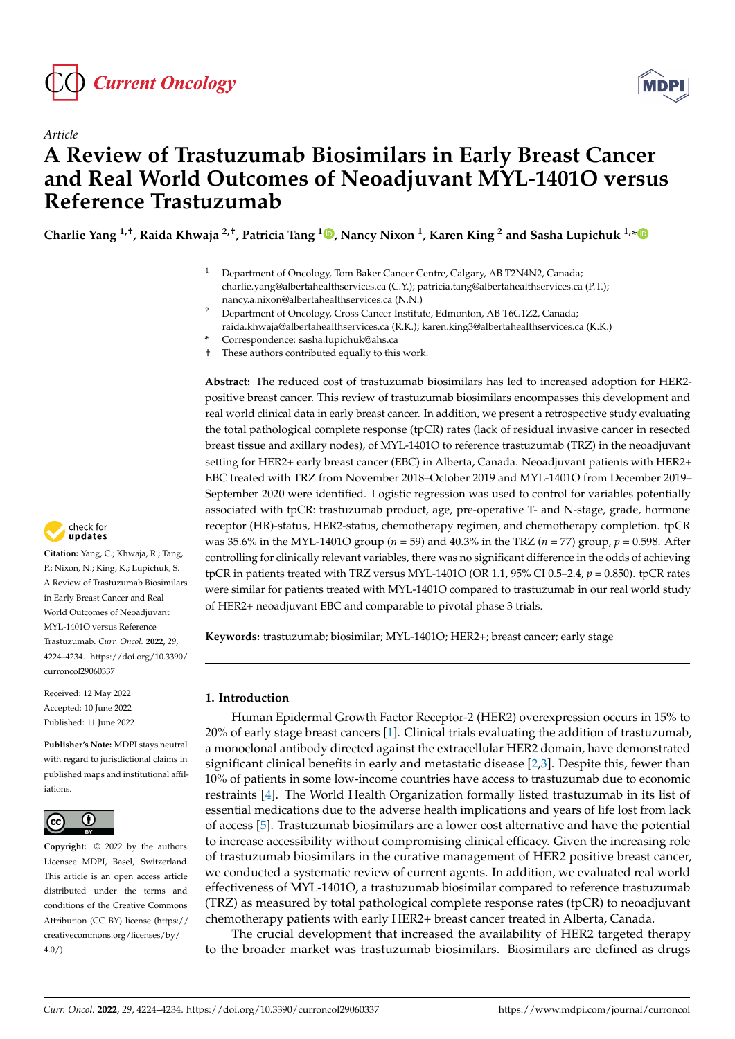Article

# A Review of Trastuzumab Biosimilars in Early Breast Cancer and Real World Outcomes of Neoadjuvant MYL-1401O versus Reference Trastuzumab

**Charlie Yang [1,†], Raida Khwaja [2,†], Patricia Tang [1], Nancy Nixon [1], Karen King [2] and Sasha Lupichuk [1,*]**

[1] Department of Oncology, Tom Baker Cancer Centre, Calgary, AB T2N4N2, Canada; charlie.yang@albertahealthservices.ca (C.Y.); patricia.tang@albertahealthservices.ca (P.T.); nancy.a.nixon@albertahealthservices.ca (N.N.)

[2] Department of Oncology, Cross Cancer Institute, Edmonton, AB T6G1Z2, Canada; raida.khwaja@albertahealthservices.ca (R.K.); karen.king3@albertahealthservices.ca (K.K.)

* Correspondence: sasha.lupichuk@ahs.ca

† These authors contributed equally to this work.

**Citation:** Yang, C.; Khwaja, R.; Tang, P.; Nixon, N.; King, K.; Lupichuk, S. A Review of Trastuzumab Biosimilars in Early Breast Cancer and Real World Outcomes of Neoadjuvant MYL-1401O versus Reference Trastuzumab. *Curr. Oncol.* **2022**, *29*, 4224–4234. https://doi.org/10.3390/curroncol29060337

Received: 12 May 2022
Accepted: 10 June 2022
Published: 11 June 2022

**Publisher's Note:** MDPI stays neutral with regard to jurisdictional claims in published maps and institutional affiliations.

**Copyright:** © 2022 by the authors. Licensee MDPI, Basel, Switzerland. This article is an open access article distributed under the terms and conditions of the Creative Commons Attribution (CC BY) license (https://creativecommons.org/licenses/by/4.0/).

**Abstract:** The reduced cost of trastuzumab biosimilars has led to increased adoption for HER2-positive breast cancer. This review of trastuzumab biosimilars encompasses this development and real world clinical data in early breast cancer. In addition, we present a retrospective study evaluating the total pathological complete response (tpCR) rates (lack of residual invasive cancer in resected breast tissue and axillary nodes), of MYL-1401O to reference trastuzumab (TRZ) in the neoadjuvant setting for HER2+ early breast cancer (EBC) in Alberta, Canada. Neoadjuvant patients with HER2+ EBC treated with TRZ from November 2018–October 2019 and MYL-1401O from December 2019–September 2020 were identified. Logistic regression was used to control for variables potentially associated with tpCR: trastuzumab product, age, pre-operative T- and N-stage, grade, hormone receptor (HR)-status, HER2-status, chemotherapy regimen, and chemotherapy completion. tpCR was 35.6% in the MYL-1401O group ($n = 59$) and 40.3% in the TRZ ($n = 77$) group, $p = 0.598$. After controlling for clinically relevant variables, there was no significant difference in the odds of achieving tpCR in patients treated with TRZ versus MYL-1401O (OR 1.1, 95% CI 0.5–2.4, $p = 0.850$). tpCR rates were similar for patients treated with MYL-1401O compared to trastuzumab in our real world study of HER2+ neoadjuvant EBC and comparable to pivotal phase 3 trials.

**Keywords:** trastuzumab; biosimilar; MYL-1401O; HER2+; breast cancer; early stage

## 1. Introduction

Human Epidermal Growth Factor Receptor-2 (HER2) overexpression occurs in 15% to 20% of early stage breast cancers [1]. Clinical trials evaluating the addition of trastuzumab, a monoclonal antibody directed against the extracellular HER2 domain, have demonstrated significant clinical benefits in early and metastatic disease [2,3]. Despite this, fewer than 10% of patients in some low-income countries have access to trastuzumab due to economic restraints [4]. The World Health Organization formally listed trastuzumab in its list of essential medications due to the adverse health implications and years of life lost from lack of access [5]. Trastuzumab biosimilars are a lower cost alternative and have the potential to increase accessibility without compromising clinical efficacy. Given the increasing role of trastuzumab biosimilars in the curative management of HER2 positive breast cancer, we conducted a systematic review of current agents. In addition, we evaluated real world effectiveness of MYL-1401O, a trastuzumab biosimilar compared to reference trastuzumab (TRZ) as measured by total pathological complete response rates (tpCR) to neoadjuvant chemotherapy patients with early HER2+ breast cancer treated in Alberta, Canada.

The crucial development that increased the availability of HER2 targeted therapy to the broader market was trastuzumab biosimilars. Biosimilars are defined as drugs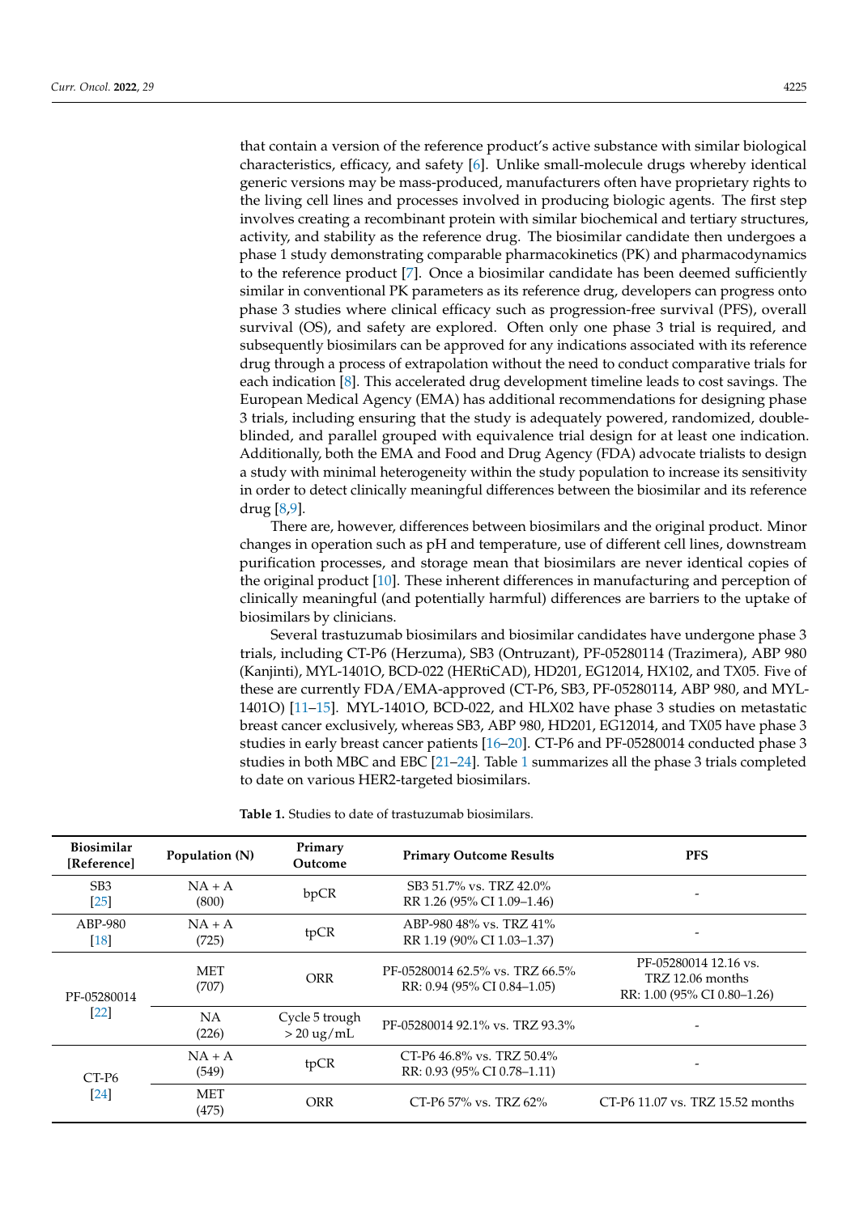that contain a version of the reference product's active substance with similar biological characteristics, efficacy, and safety [6]. Unlike small-molecule drugs whereby identical generic versions may be mass-produced, manufacturers often have proprietary rights to the living cell lines and processes involved in producing biologic agents. The first step involves creating a recombinant protein with similar biochemical and tertiary structures, activity, and stability as the reference drug. The biosimilar candidate then undergoes a phase 1 study demonstrating comparable pharmacokinetics (PK) and pharmacodynamics to the reference product [7]. Once a biosimilar candidate has been deemed sufficiently similar in conventional PK parameters as its reference drug, developers can progress onto phase 3 studies where clinical efficacy such as progression-free survival (PFS), overall survival (OS), and safety are explored. Often only one phase 3 trial is required, and subsequently biosimilars can be approved for any indications associated with its reference drug through a process of extrapolation without the need to conduct comparative trials for each indication [8]. This accelerated drug development timeline leads to cost savings. The European Medical Agency (EMA) has additional recommendations for designing phase 3 trials, including ensuring that the study is adequately powered, randomized, double-blinded, and parallel grouped with equivalence trial design for at least one indication. Additionally, both the EMA and Food and Drug Agency (FDA) advocate trialists to design a study with minimal heterogeneity within the study population to increase its sensitivity in order to detect clinically meaningful differences between the biosimilar and its reference drug [8,9].

There are, however, differences between biosimilars and the original product. Minor changes in operation such as pH and temperature, use of different cell lines, downstream purification processes, and storage mean that biosimilars are never identical copies of the original product [10]. These inherent differences in manufacturing and perception of clinically meaningful (and potentially harmful) differences are barriers to the uptake of biosimilars by clinicians.

Several trastuzumab biosimilars and biosimilar candidates have undergone phase 3 trials, including CT-P6 (Herzuma), SB3 (Ontruzant), PF-05280114 (Trazimera), ABP 980 (Kanjinti), MYL-1401O, BCD-022 (HERtiCAD), HD201, EG12014, HX102, and TX05. Five of these are currently FDA/EMA-approved (CT-P6, SB3, PF-05280114, ABP 980, and MYL-1401O) [11–15]. MYL-1401O, BCD-022, and HLX02 have phase 3 studies on metastatic breast cancer exclusively, whereas SB3, ABP 980, HD201, EG12014, and TX05 have phase 3 studies in early breast cancer patients [16–20]. CT-P6 and PF-05280014 conducted phase 3 studies in both MBC and EBC [21–24]. Table 1 summarizes all the phase 3 trials completed to date on various HER2-targeted biosimilars.

**Table 1.** Studies to date of trastuzumab biosimilars.

| Biosimilar [Reference] | Population (N) | Primary Outcome | Primary Outcome Results | PFS |
|---|---|---|---|---|
| SB3 [25] | NA + A (800) | bpCR | SB3 51.7% vs. TRZ 42.0% RR 1.26 (95% CI 1.09–1.46) | - |
| ABP-980 [18] | NA + A (725) | tpCR | ABP-980 48% vs. TRZ 41% RR 1.19 (90% CI 1.03–1.37) | - |
| PF-05280014 [22] | MET (707) | ORR | PF-05280014 62.5% vs. TRZ 66.5% RR: 0.94 (95% CI 0.84–1.05) | PF-05280014 12.16 vs. TRZ 12.06 months RR: 1.00 (95% CI 0.80–1.26) |
| | NA (226) | Cycle 5 trough > 20 ug/mL | PF-05280014 92.1% vs. TRZ 93.3% | - |
| CT-P6 [24] | NA + A (549) | tpCR | CT-P6 46.8% vs. TRZ 50.4% RR: 0.93 (95% CI 0.78–1.11) | - |
| | MET (475) | ORR | CT-P6 57% vs. TRZ 62% | CT-P6 11.07 vs. TRZ 15.52 months |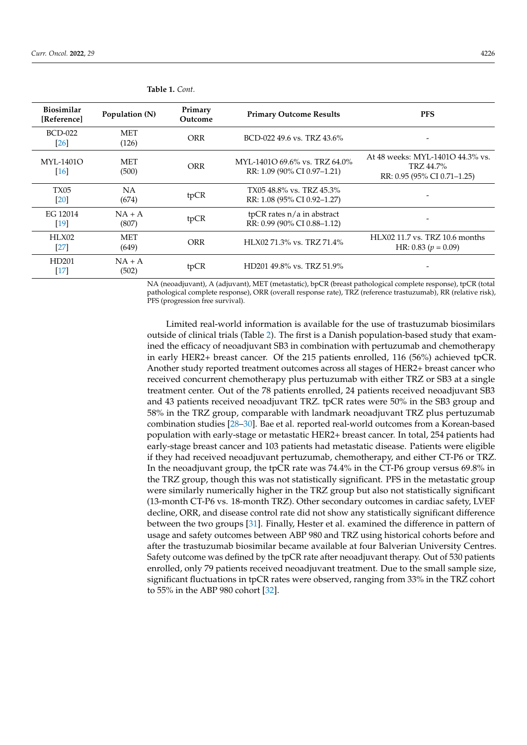**Table 1.** *Cont.*

| Biosimilar [Reference] | Population (N) | Primary Outcome | Primary Outcome Results | PFS |
|---|---|---|---|---|
| BCD-022 [26] | MET (126) | ORR | BCD-022 49.6 vs. TRZ 43.6% | - |
| MYL-1401O [16] | MET (500) | ORR | MYL-1401O 69.6% vs. TRZ 64.0% RR: 1.09 (90% CI 0.97–1.21) | At 48 weeks: MYL-1401O 44.3% vs. TRZ 44.7% RR: 0.95 (95% CI 0.71–1.25) |
| TX05 [20] | NA (674) | tpCR | TX05 48.8% vs. TRZ 45.3% RR: 1.08 (95% CI 0.92–1.27) | - |
| EG 12014 [19] | NA + A (807) | tpCR | tpCR rates n/a in abstract RR: 0.99 (90% CI 0.88–1.12) | - |
| HLX02 [27] | MET (649) | ORR | HLX02 71.3% vs. TRZ 71.4% | HLX02 11.7 vs. TRZ 10.6 months HR: 0.83 ($p = 0.09$) |
| HD201 [17] | NA + A (502) | tpCR | HD201 49.8% vs. TRZ 51.9% | - |

NA (neoadjuvant), A (adjuvant), MET (metastatic), bpCR (breast pathological complete response), tpCR (total pathological complete response), ORR (overall response rate), TRZ (reference trastuzumab), RR (relative risk), PFS (progression free survival).

Limited real-world information is available for the use of trastuzumab biosimilars outside of clinical trials (Table 2). The first is a Danish population-based study that examined the efficacy of neoadjuvant SB3 in combination with pertuzumab and chemotherapy in early HER2+ breast cancer. Of the 215 patients enrolled, 116 (56%) achieved tpCR. Another study reported treatment outcomes across all stages of HER2+ breast cancer who received concurrent chemotherapy plus pertuzumab with either TRZ or SB3 at a single treatment center. Out of the 78 patients enrolled, 24 patients received neoadjuvant SB3 and 43 patients received neoadjuvant TRZ. tpCR rates were 50% in the SB3 group and 58% in the TRZ group, comparable with landmark neoadjuvant TRZ plus pertuzumab combination studies [28–30]. Bae et al. reported real-world outcomes from a Korean-based population with early-stage or metastatic HER2+ breast cancer. In total, 254 patients had early-stage breast cancer and 103 patients had metastatic disease. Patients were eligible if they had received neoadjuvant pertuzumab, chemotherapy, and either CT-P6 or TRZ. In the neoadjuvant group, the tpCR rate was 74.4% in the CT-P6 group versus 69.8% in the TRZ group, though this was not statistically significant. PFS in the metastatic group were similarly numerically higher in the TRZ group but also not statistically significant (13-month CT-P6 vs. 18-month TRZ). Other secondary outcomes in cardiac safety, LVEF decline, ORR, and disease control rate did not show any statistically significant difference between the two groups [31]. Finally, Hester et al. examined the difference in pattern of usage and safety outcomes between ABP 980 and TRZ using historical cohorts before and after the trastuzumab biosimilar became available at four Balverian University Centres. Safety outcome was defined by the tpCR rate after neoadjuvant therapy. Out of 530 patients enrolled, only 79 patients received neoadjuvant treatment. Due to the small sample size, significant fluctuations in tpCR rates were observed, ranging from 33% in the TRZ cohort to 55% in the ABP 980 cohort [32].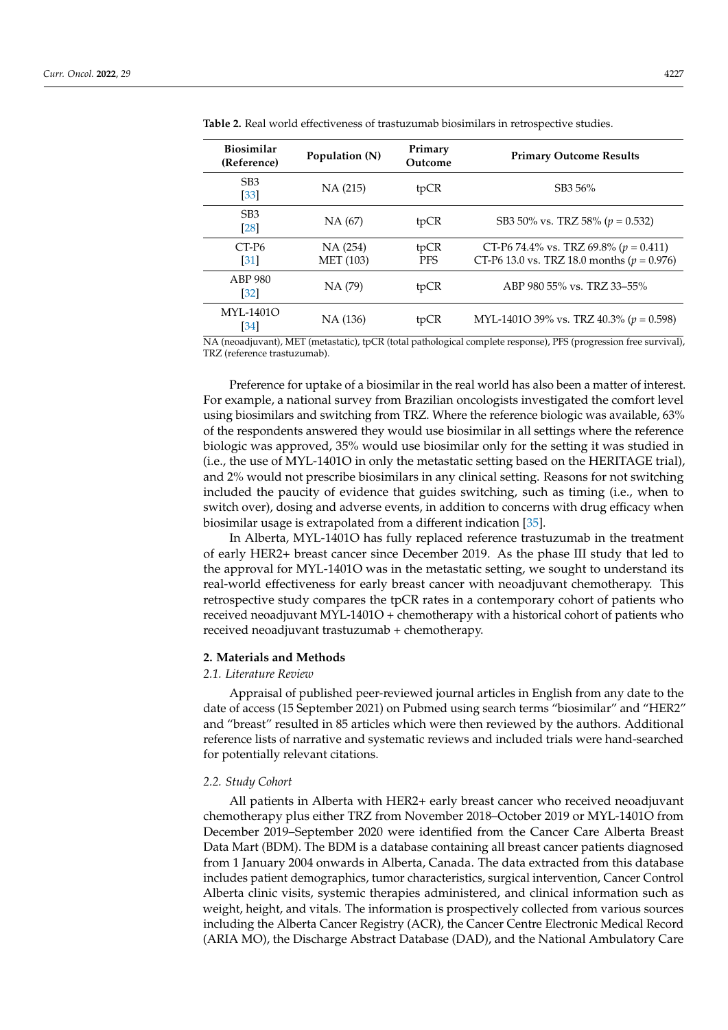**Table 2.** Real world effectiveness of trastuzumab biosimilars in retrospective studies.

| Biosimilar (Reference) | Population (N) | Primary Outcome | Primary Outcome Results |
|---|---|---|---|
| SB3 [33] | NA (215) | tpCR | SB3 56% |
| SB3 [28] | NA (67) | tpCR | SB3 50% vs. TRZ 58% ($p = 0.532$) |
| CT-P6 [31] | NA (254)<br>MET (103) | tpCR<br>PFS | CT-P6 74.4% vs. TRZ 69.8% ($p = 0.411$)<br>CT-P6 13.0 vs. TRZ 18.0 months ($p = 0.976$) |
| ABP 980 [32] | NA (79) | tpCR | ABP 980 55% vs. TRZ 33–55% |
| MYL-1401O [34] | NA (136) | tpCR | MYL-1401O 39% vs. TRZ 40.3% ($p = 0.598$) |

NA (neoadjuvant), MET (metastatic), tpCR (total pathological complete response), PFS (progression free survival), TRZ (reference trastuzumab).

Preference for uptake of a biosimilar in the real world has also been a matter of interest. For example, a national survey from Brazilian oncologists investigated the comfort level using biosimilars and switching from TRZ. Where the reference biologic was available, 63% of the respondents answered they would use biosimilar in all settings where the reference biologic was approved, 35% would use biosimilar only for the setting it was studied in (i.e., the use of MYL-1401O in only the metastatic setting based on the HERITAGE trial), and 2% would not prescribe biosimilars in any clinical setting. Reasons for not switching included the paucity of evidence that guides switching, such as timing (i.e., when to switch over), dosing and adverse events, in addition to concerns with drug efficacy when biosimilar usage is extrapolated from a different indication [35].

In Alberta, MYL-1401O has fully replaced reference trastuzumab in the treatment of early HER2+ breast cancer since December 2019. As the phase III study that led to the approval for MYL-1401O was in the metastatic setting, we sought to understand its real-world effectiveness for early breast cancer with neoadjuvant chemotherapy. This retrospective study compares the tpCR rates in a contemporary cohort of patients who received neoadjuvant MYL-1401O + chemotherapy with a historical cohort of patients who received neoadjuvant trastuzumab + chemotherapy.

## 2. Materials and Methods

### *2.1. Literature Review*

Appraisal of published peer-reviewed journal articles in English from any date to the date of access (15 September 2021) on Pubmed using search terms "biosimilar" and "HER2" and "breast" resulted in 85 articles which were then reviewed by the authors. Additional reference lists of narrative and systematic reviews and included trials were hand-searched for potentially relevant citations.

### *2.2. Study Cohort*

All patients in Alberta with HER2+ early breast cancer who received neoadjuvant chemotherapy plus either TRZ from November 2018–October 2019 or MYL-1401O from December 2019–September 2020 were identified from the Cancer Care Alberta Breast Data Mart (BDM). The BDM is a database containing all breast cancer patients diagnosed from 1 January 2004 onwards in Alberta, Canada. The data extracted from this database includes patient demographics, tumor characteristics, surgical intervention, Cancer Control Alberta clinic visits, systemic therapies administered, and clinical information such as weight, height, and vitals. The information is prospectively collected from various sources including the Alberta Cancer Registry (ACR), the Cancer Centre Electronic Medical Record (ARIA MO), the Discharge Abstract Database (DAD), and the National Ambulatory Care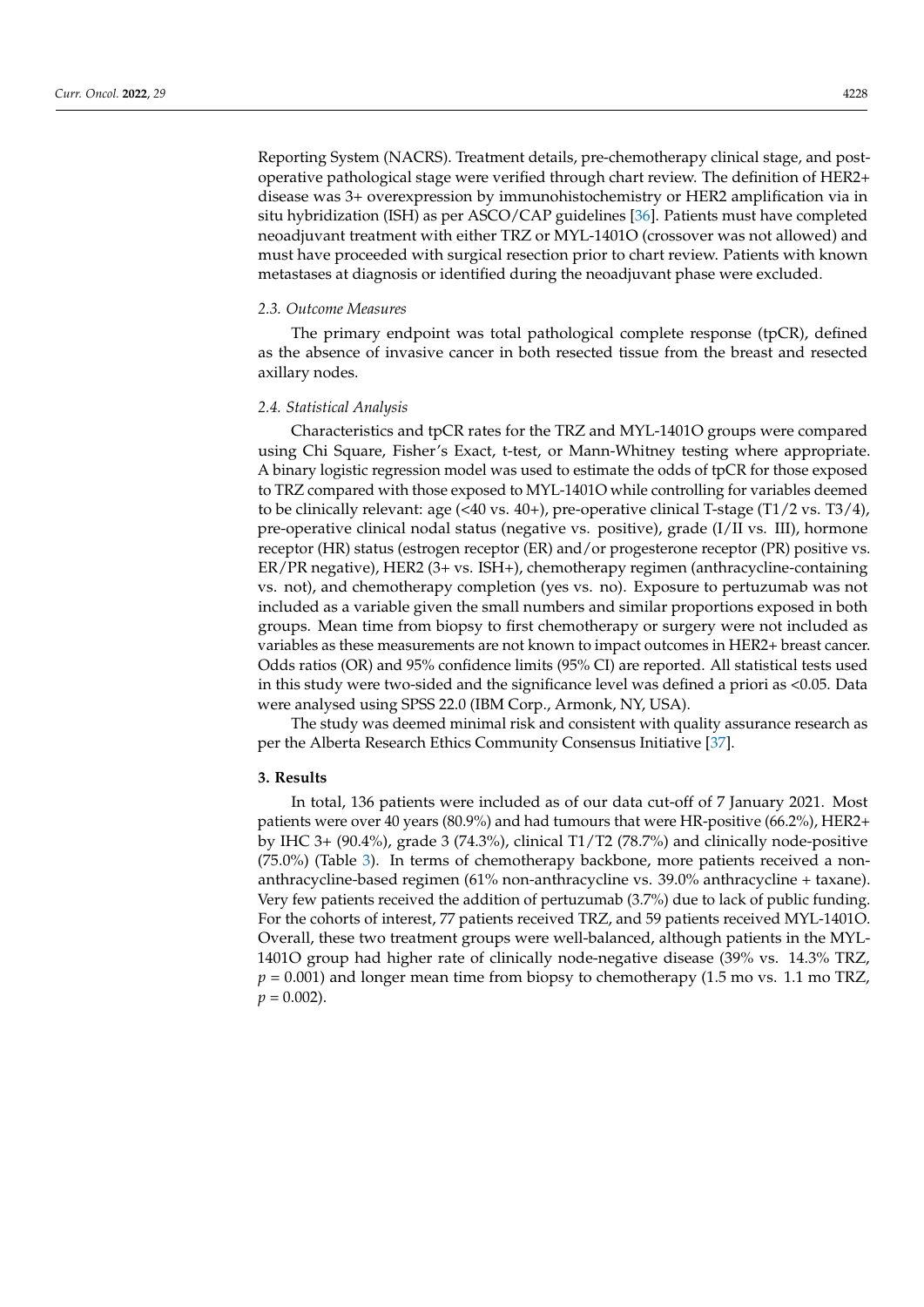Reporting System (NACRS). Treatment details, pre-chemotherapy clinical stage, and post-operative pathological stage were verified through chart review. The definition of HER2+ disease was 3+ overexpression by immunohistochemistry or HER2 amplification via in situ hybridization (ISH) as per ASCO/CAP guidelines [36]. Patients must have completed neoadjuvant treatment with either TRZ or MYL-1401O (crossover was not allowed) and must have proceeded with surgical resection prior to chart review. Patients with known metastases at diagnosis or identified during the neoadjuvant phase were excluded.

### *2.3. Outcome Measures*

The primary endpoint was total pathological complete response (tpCR), defined as the absence of invasive cancer in both resected tissue from the breast and resected axillary nodes.

### *2.4. Statistical Analysis*

Characteristics and tpCR rates for the TRZ and MYL-1401O groups were compared using Chi Square, Fisher's Exact, t-test, or Mann-Whitney testing where appropriate. A binary logistic regression model was used to estimate the odds of tpCR for those exposed to TRZ compared with those exposed to MYL-1401O while controlling for variables deemed to be clinically relevant: age (<40 vs. 40+), pre-operative clinical T-stage (T1/2 vs. T3/4), pre-operative clinical nodal status (negative vs. positive), grade (I/II vs. III), hormone receptor (HR) status (estrogen receptor (ER) and/or progesterone receptor (PR) positive vs. ER/PR negative), HER2 (3+ vs. ISH+), chemotherapy regimen (anthracycline-containing vs. not), and chemotherapy completion (yes vs. no). Exposure to pertuzumab was not included as a variable given the small numbers and similar proportions exposed in both groups. Mean time from biopsy to first chemotherapy or surgery were not included as variables as these measurements are not known to impact outcomes in HER2+ breast cancer. Odds ratios (OR) and 95% confidence limits (95% CI) are reported. All statistical tests used in this study were two-sided and the significance level was defined a priori as <0.05. Data were analysed using SPSS 22.0 (IBM Corp., Armonk, NY, USA).

The study was deemed minimal risk and consistent with quality assurance research as per the Alberta Research Ethics Community Consensus Initiative [37].

## 3. Results

In total, 136 patients were included as of our data cut-off of 7 January 2021. Most patients were over 40 years (80.9%) and had tumours that were HR-positive (66.2%), HER2+ by IHC 3+ (90.4%), grade 3 (74.3%), clinical T1/T2 (78.7%) and clinically node-positive (75.0%) (Table 3). In terms of chemotherapy backbone, more patients received a non-anthracycline-based regimen (61% non-anthracycline vs. 39.0% anthracycline + taxane). Very few patients received the addition of pertuzumab (3.7%) due to lack of public funding. For the cohorts of interest, 77 patients received TRZ, and 59 patients received MYL-1401O. Overall, these two treatment groups were well-balanced, although patients in the MYL-1401O group had higher rate of clinically node-negative disease (39% vs. 14.3% TRZ, $p = 0.001$) and longer mean time from biopsy to chemotherapy (1.5 mo vs. 1.1 mo TRZ, $p = 0.002$).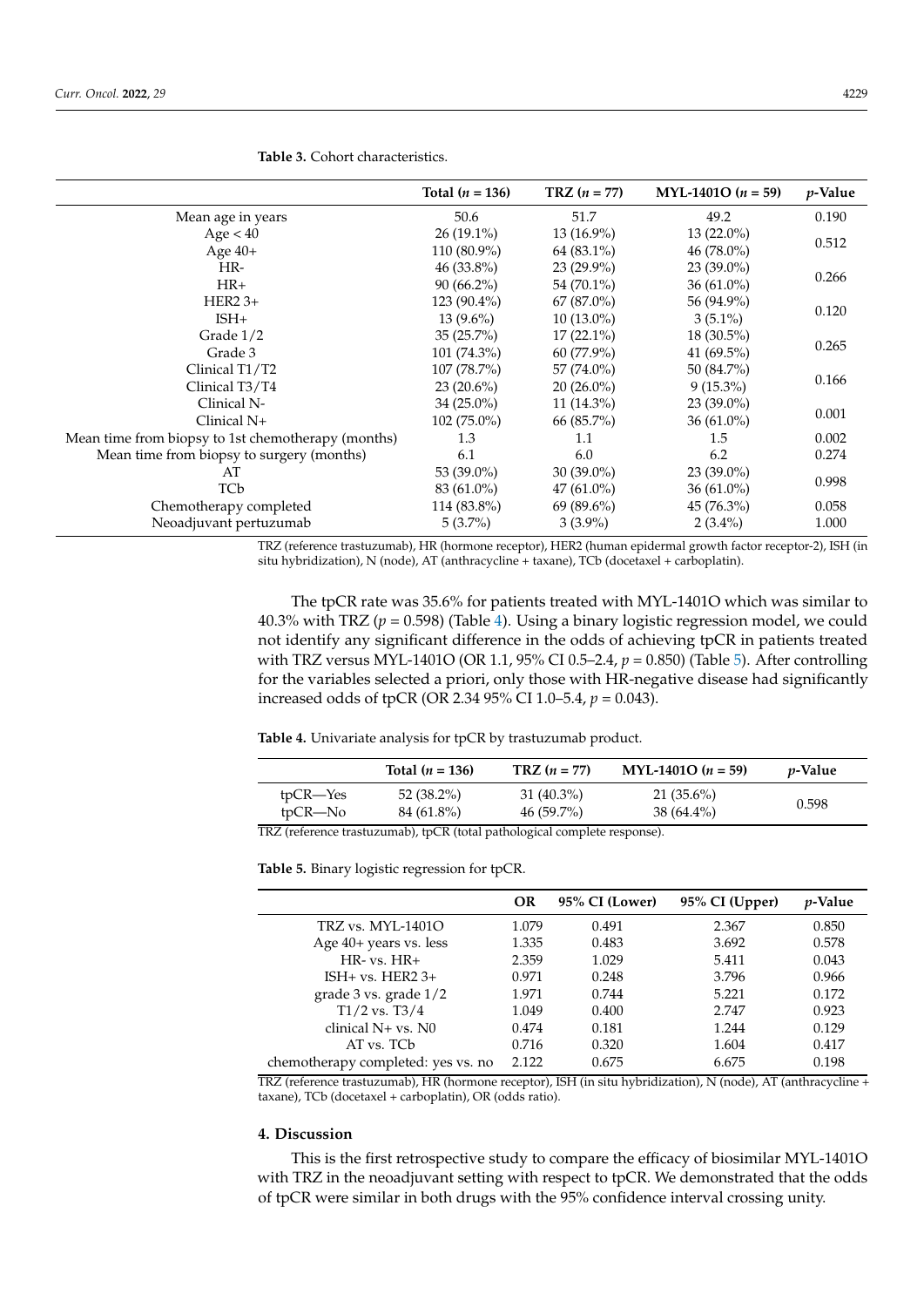**Table 3.** Cohort characteristics.

| | Total ($n$ = 136) | TRZ ($n$ = 77) | MYL-1401O ($n$ = 59) | $p$-Value |
|---|---|---|---|---|
| Mean age in years | 50.6 | 51.7 | 49.2 | 0.190 |
| Age < 40 | 26 (19.1%) | 13 (16.9%) | 13 (22.0%) | 0.512 |
| Age 40+ | 110 (80.9%) | 64 (83.1%) | 46 (78.0%) | |
| HR- | 46 (33.8%) | 23 (29.9%) | 23 (39.0%) | 0.266 |
| HR+ | 90 (66.2%) | 54 (70.1%) | 36 (61.0%) | |
| HER2 3+ | 123 (90.4%) | 67 (87.0%) | 56 (94.9%) | 0.120 |
| ISH+ | 13 (9.6%) | 10 (13.0%) | 3 (5.1%) | |
| Grade 1/2 | 35 (25.7%) | 17 (22.1%) | 18 (30.5%) | 0.265 |
| Grade 3 | 101 (74.3%) | 60 (77.9%) | 41 (69.5%) | |
| Clinical T1/T2 | 107 (78.7%) | 57 (74.0%) | 50 (84.7%) | 0.166 |
| Clinical T3/T4 | 23 (20.6%) | 20 (26.0%) | 9 (15.3%) | |
| Clinical N- | 34 (25.0%) | 11 (14.3%) | 23 (39.0%) | 0.001 |
| Clinical N+ | 102 (75.0%) | 66 (85.7%) | 36 (61.0%) | |
| Mean time from biopsy to 1st chemotherapy (months) | 1.3 | 1.1 | 1.5 | 0.002 |
| Mean time from biopsy to surgery (months) | 6.1 | 6.0 | 6.2 | 0.274 |
| AT | 53 (39.0%) | 30 (39.0%) | 23 (39.0%) | 0.998 |
| TCb | 83 (61.0%) | 47 (61.0%) | 36 (61.0%) | |
| Chemotherapy completed | 114 (83.8%) | 69 (89.6%) | 45 (76.3%) | 0.058 |
| Neoadjuvant pertuzumab | 5 (3.7%) | 3 (3.9%) | 2 (3.4%) | 1.000 |

TRZ (reference trastuzumab), HR (hormone receptor), HER2 (human epidermal growth factor receptor-2), ISH (in situ hybridization), N (node), AT (anthracycline + taxane), TCb (docetaxel + carboplatin).

The tpCR rate was 35.6% for patients treated with MYL-1401O which was similar to 40.3% with TRZ ($p$ = 0.598) (Table 4). Using a binary logistic regression model, we could not identify any significant difference in the odds of achieving tpCR in patients treated with TRZ versus MYL-1401O (OR 1.1, 95% CI 0.5–2.4, $p$ = 0.850) (Table 5). After controlling for the variables selected a priori, only those with HR-negative disease had significantly increased odds of tpCR (OR 2.34 95% CI 1.0–5.4, $p$ = 0.043).

**Table 4.** Univariate analysis for tpCR by trastuzumab product.

| | Total ($n$ = 136) | TRZ ($n$ = 77) | MYL-1401O ($n$ = 59) | $p$-Value |
|---|---|---|---|---|
| tpCR—Yes | 52 (38.2%) | 31 (40.3%) | 21 (35.6%) | 0.598 |
| tpCR—No | 84 (61.8%) | 46 (59.7%) | 38 (64.4%) | |

TRZ (reference trastuzumab), tpCR (total pathological complete response).

**Table 5.** Binary logistic regression for tpCR.

| | OR | 95% CI (Lower) | 95% CI (Upper) | $p$-Value |
|---|---|---|---|---|
| TRZ vs. MYL-1401O | 1.079 | 0.491 | 2.367 | 0.850 |
| Age 40+ years vs. less | 1.335 | 0.483 | 3.692 | 0.578 |
| HR- vs. HR+ | 2.359 | 1.029 | 5.411 | 0.043 |
| ISH+ vs. HER2 3+ | 0.971 | 0.248 | 3.796 | 0.966 |
| grade 3 vs. grade 1/2 | 1.971 | 0.744 | 5.221 | 0.172 |
| T1/2 vs. T3/4 | 1.049 | 0.400 | 2.747 | 0.923 |
| clinical N+ vs. N0 | 0.474 | 0.181 | 1.244 | 0.129 |
| AT vs. TCb | 0.716 | 0.320 | 1.604 | 0.417 |
| chemotherapy completed: yes vs. no | 2.122 | 0.675 | 6.675 | 0.198 |

TRZ (reference trastuzumab), HR (hormone receptor), ISH (in situ hybridization), N (node), AT (anthracycline + taxane), TCb (docetaxel + carboplatin), OR (odds ratio).

## 4. Discussion

This is the first retrospective study to compare the efficacy of biosimilar MYL-1401O with TRZ in the neoadjuvant setting with respect to tpCR. We demonstrated that the odds of tpCR were similar in both drugs with the 95% confidence interval crossing unity.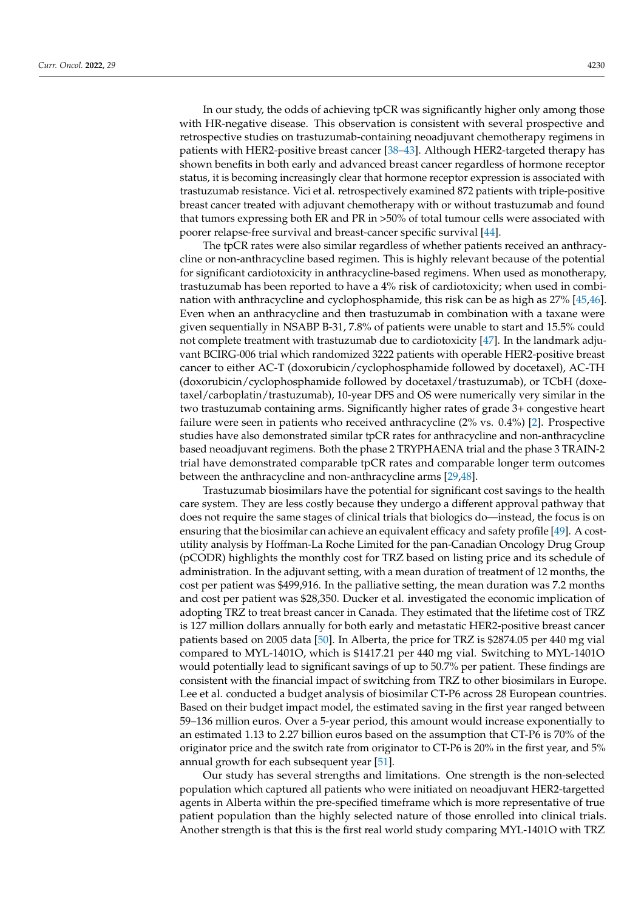In our study, the odds of achieving tpCR was significantly higher only among those with HR-negative disease. This observation is consistent with several prospective and retrospective studies on trastuzumab-containing neoadjuvant chemotherapy regimens in patients with HER2-positive breast cancer [38–43]. Although HER2-targeted therapy has shown benefits in both early and advanced breast cancer regardless of hormone receptor status, it is becoming increasingly clear that hormone receptor expression is associated with trastuzumab resistance. Vici et al. retrospectively examined 872 patients with triple-positive breast cancer treated with adjuvant chemotherapy with or without trastuzumab and found that tumors expressing both ER and PR in >50% of total tumour cells were associated with poorer relapse-free survival and breast-cancer specific survival [44].

The tpCR rates were also similar regardless of whether patients received an anthracycline or non-anthracycline based regimen. This is highly relevant because of the potential for significant cardiotoxicity in anthracycline-based regimens. When used as monotherapy, trastuzumab has been reported to have a 4% risk of cardiotoxicity; when used in combination with anthracycline and cyclophosphamide, this risk can be as high as 27% [45,46]. Even when an anthracycline and then trastuzumab in combination with a taxane were given sequentially in NSABP B-31, 7.8% of patients were unable to start and 15.5% could not complete treatment with trastuzumab due to cardiotoxicity [47]. In the landmark adjuvant BCIRG-006 trial which randomized 3222 patients with operable HER2-positive breast cancer to either AC-T (doxorubicin/cyclophosphamide followed by docetaxel), AC-TH (doxorubicin/cyclophosphamide followed by docetaxel/trastuzumab), or TCbH (docetaxel/carboplatin/trastuzumab), 10-year DFS and OS were numerically very similar in the two trastuzumab containing arms. Significantly higher rates of grade 3+ congestive heart failure were seen in patients who received anthracycline (2% vs. 0.4%) [2]. Prospective studies have also demonstrated similar tpCR rates for anthracycline and non-anthracycline based neoadjuvant regimens. Both the phase 2 TRYPHAENA trial and the phase 3 TRAIN-2 trial have demonstrated comparable tpCR rates and comparable longer term outcomes between the anthracycline and non-anthracycline arms [29,48].

Trastuzumab biosimilars have the potential for significant cost savings to the health care system. They are less costly because they undergo a different approval pathway that does not require the same stages of clinical trials that biologics do—instead, the focus is on ensuring that the biosimilar can achieve an equivalent efficacy and safety profile [49]. A cost-utility analysis by Hoffman-La Roche Limited for the pan-Canadian Oncology Drug Group (pCODR) highlights the monthly cost for TRZ based on listing price and its schedule of administration. In the adjuvant setting, with a mean duration of treatment of 12 months, the cost per patient was $499,916. In the palliative setting, the mean duration was 7.2 months and cost per patient was $28,350. Ducker et al. investigated the economic implication of adopting TRZ to treat breast cancer in Canada. They estimated that the lifetime cost of TRZ is 127 million dollars annually for both early and metastatic HER2-positive breast cancer patients based on 2005 data [50]. In Alberta, the price for TRZ is $2874.05 per 440 mg vial compared to MYL-1401O, which is $1417.21 per 440 mg vial. Switching to MYL-1401O would potentially lead to significant savings of up to 50.7% per patient. These findings are consistent with the financial impact of switching from TRZ to other biosimilars in Europe. Lee et al. conducted a budget analysis of biosimilar CT-P6 across 28 European countries. Based on their budget impact model, the estimated saving in the first year ranged between 59–136 million euros. Over a 5-year period, this amount would increase exponentially to an estimated 1.13 to 2.27 billion euros based on the assumption that CT-P6 is 70% of the originator price and the switch rate from originator to CT-P6 is 20% in the first year, and 5% annual growth for each subsequent year [51].

Our study has several strengths and limitations. One strength is the non-selected population which captured all patients who were initiated on neoadjuvant HER2-targetted agents in Alberta within the pre-specified timeframe which is more representative of true patient population than the highly selected nature of those enrolled into clinical trials. Another strength is that this is the first real world study comparing MYL-1401O with TRZ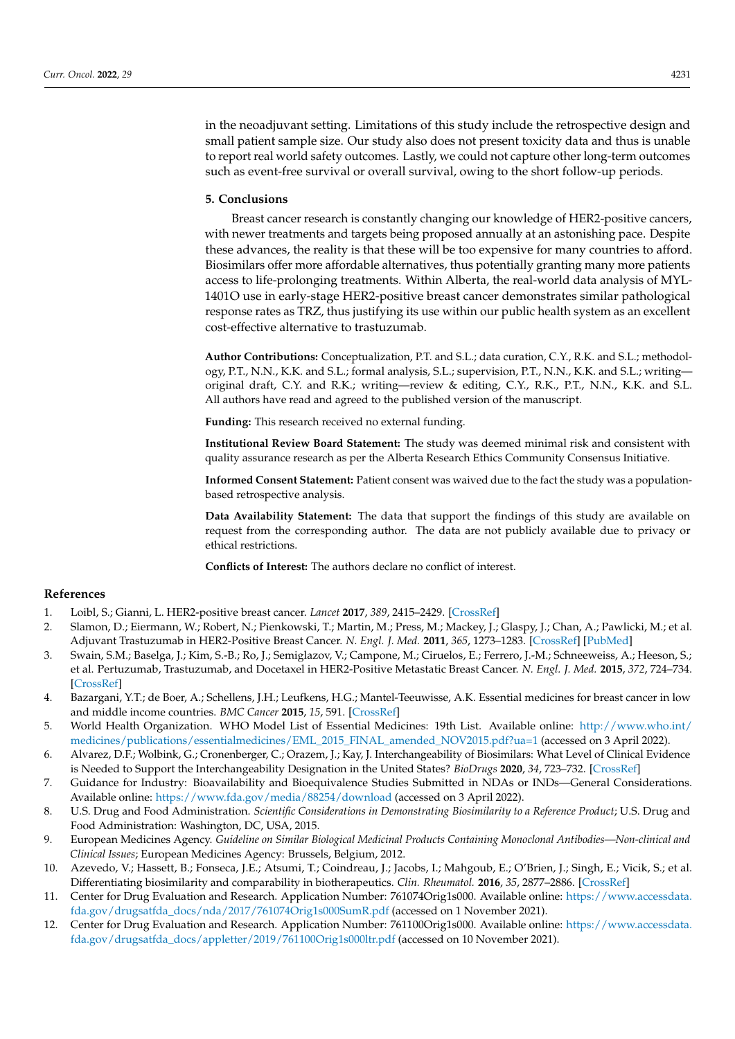in the neoadjuvant setting. Limitations of this study include the retrospective design and small patient sample size. Our study also does not present toxicity data and thus is unable to report real world safety outcomes. Lastly, we could not capture other long-term outcomes such as event-free survival or overall survival, owing to the short follow-up periods.

## 5. Conclusions

Breast cancer research is constantly changing our knowledge of HER2-positive cancers, with newer treatments and targets being proposed annually at an astonishing pace. Despite these advances, the reality is that these will be too expensive for many countries to afford. Biosimilars offer more affordable alternatives, thus potentially granting many more patients access to life-prolonging treatments. Within Alberta, the real-world data analysis of MYL-1401O use in early-stage HER2-positive breast cancer demonstrates similar pathological response rates as TRZ, thus justifying its use within our public health system as an excellent cost-effective alternative to trastuzumab.

**Author Contributions:** Conceptualization, P.T. and S.L.; data curation, C.Y., R.K. and S.L.; methodology, P.T., N.N., K.K. and S.L.; formal analysis, S.L.; supervision, P.T., N.N., K.K. and S.L.; writing—original draft, C.Y. and R.K.; writing—review & editing, C.Y., R.K., P.T., N.N., K.K. and S.L. All authors have read and agreed to the published version of the manuscript.

**Funding:** This research received no external funding.

**Institutional Review Board Statement:** The study was deemed minimal risk and consistent with quality assurance research as per the Alberta Research Ethics Community Consensus Initiative.

**Informed Consent Statement:** Patient consent was waived due to the fact the study was a population-based retrospective analysis.

**Data Availability Statement:** The data that support the findings of this study are available on request from the corresponding author. The data are not publicly available due to privacy or ethical restrictions.

**Conflicts of Interest:** The authors declare no conflict of interest.

## References

1. Loibl, S.; Gianni, L. HER2-positive breast cancer. *Lancet* **2017**, *389*, 2415–2429. [CrossRef]
2. Slamon, D.; Eiermann, W.; Robert, N.; Pienkowski, T.; Martin, M.; Press, M.; Mackey, J.; Glaspy, J.; Chan, A.; Pawlicki, M.; et al. Adjuvant Trastuzumab in HER2-Positive Breast Cancer. *N. Engl. J. Med.* **2011**, *365*, 1273–1283. [CrossRef] [PubMed]
3. Swain, S.M.; Baselga, J.; Kim, S.-B.; Ro, J.; Semiglazov, V.; Campone, M.; Ciruelos, E.; Ferrero, J.-M.; Schneeweiss, A.; Heeson, S.; et al. Pertuzumab, Trastuzumab, and Docetaxel in HER2-Positive Metastatic Breast Cancer. *N. Engl. J. Med.* **2015**, *372*, 724–734. [CrossRef]
4. Bazargani, Y.T.; de Boer, A.; Schellens, J.H.; Leufkens, H.G.; Mantel-Teeuwisse, A.K. Essential medicines for breast cancer in low and middle income countries. *BMC Cancer* **2015**, *15*, 591. [CrossRef]
5. World Health Organization. WHO Model List of Essential Medicines: 19th List. Available online: http://www.who.int/medicines/publications/essentialmedicines/EML_2015_FINAL_amended_NOV2015.pdf?ua=1 (accessed on 3 April 2022).
6. Alvarez, D.F.; Wolbink, G.; Cronenberger, C.; Orazem, J.; Kay, J. Interchangeability of Biosimilars: What Level of Clinical Evidence is Needed to Support the Interchangeability Designation in the United States? *BioDrugs* **2020**, *34*, 723–732. [CrossRef]
7. Guidance for Industry: Bioavailability and Bioequivalence Studies Submitted in NDAs or INDs—General Considerations. Available online: https://www.fda.gov/media/88254/download (accessed on 3 April 2022).
8. U.S. Drug and Food Administration. *Scientific Considerations in Demonstrating Biosimilarity to a Reference Product*; U.S. Drug and Food Administration: Washington, DC, USA, 2015.
9. European Medicines Agency. *Guideline on Similar Biological Medicinal Products Containing Monoclonal Antibodies—Non-clinical and Clinical Issues*; European Medicines Agency: Brussels, Belgium, 2012.
10. Azevedo, V.; Hassett, B.; Fonseca, J.E.; Atsumi, T.; Coindreau, J.; Jacobs, I.; Mahgoub, E.; O'Brien, J.; Singh, E.; Vicik, S.; et al. Differentiating biosimilarity and comparability in biotherapeutics. *Clin. Rheumatol.* **2016**, *35*, 2877–2886. [CrossRef]
11. Center for Drug Evaluation and Research. Application Number: 761074Orig1s000. Available online: https://www.accessdata.fda.gov/drugsatfda_docs/nda/2017/761074Orig1s000SumR.pdf (accessed on 1 November 2021).
12. Center for Drug Evaluation and Research. Application Number: 761100Orig1s000. Available online: https://www.accessdata.fda.gov/drugsatfda_docs/appletter/2019/761100Orig1s000ltr.pdf (accessed on 10 November 2021).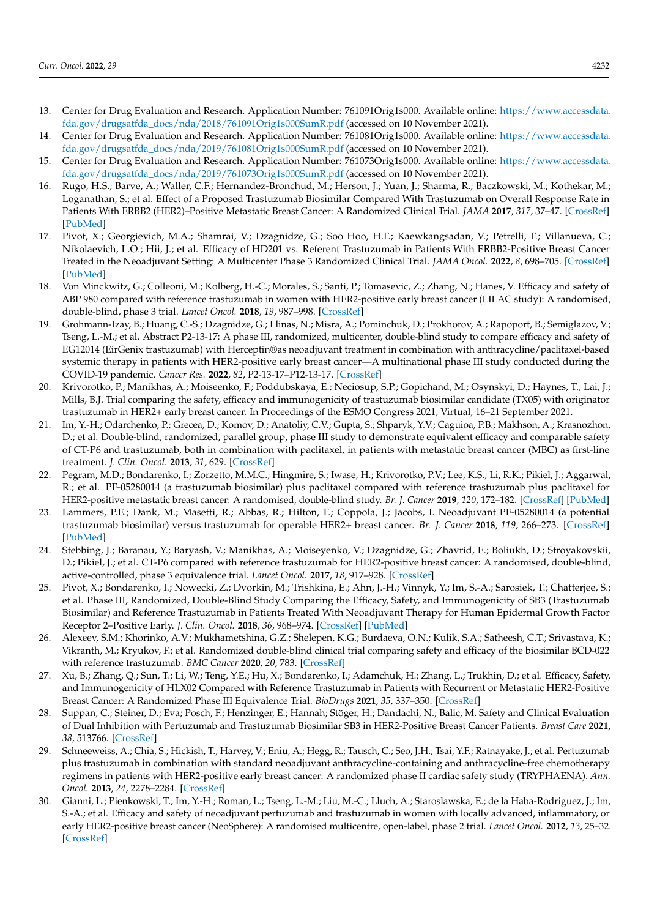13. Center for Drug Evaluation and Research. Application Number: 761091Orig1s000. Available online: https://www.accessdata.fda.gov/drugsatfda_docs/nda/2018/761091Orig1s000SumR.pdf (accessed on 10 November 2021).
14. Center for Drug Evaluation and Research. Application Number: 761081Orig1s000. Available online: https://www.accessdata.fda.gov/drugsatfda_docs/nda/2019/761081Orig1s000SumR.pdf (accessed on 10 November 2021).
15. Center for Drug Evaluation and Research. Application Number: 761073Orig1s000. Available online: https://www.accessdata.fda.gov/drugsatfda_docs/nda/2019/761073Orig1s000SumR.pdf (accessed on 10 November 2021).
16. Rugo, H.S.; Barve, A.; Waller, C.F.; Hernandez-Bronchud, M.; Herson, J.; Yuan, J.; Sharma, R.; Baczkowski, M.; Kothekar, M.; Loganathan, S.; et al. Effect of a Proposed Trastuzumab Biosimilar Compared With Trastuzumab on Overall Response Rate in Patients With ERBB2 (HER2)–Positive Metastatic Breast Cancer: A Randomized Clinical Trial. *JAMA* **2017**, *317*, 37–47. [CrossRef] [PubMed]
17. Pivot, X.; Georgievich, M.A.; Shamrai, V.; Dzagnidze, G.; Soo Hoo, H.F.; Kaewkangsadan, V.; Petrelli, F.; Villanueva, C.; Nikolaevich, L.O.; Hii, J.; et al. Efficacy of HD201 vs. Referent Trastuzumab in Patients With ERBB2-Positive Breast Cancer Treated in the Neoadjuvant Setting: A Multicenter Phase 3 Randomized Clinical Trial. *JAMA Oncol.* **2022**, *8*, 698–705. [CrossRef] [PubMed]
18. Von Minckwitz, G.; Colleoni, M.; Kolberg, H.-C.; Morales, S.; Santi, P.; Tomasevic, Z.; Zhang, N.; Hanes, V. Efficacy and safety of ABP 980 compared with reference trastuzumab in women with HER2-positive early breast cancer (LILAC study): A randomised, double-blind, phase 3 trial. *Lancet Oncol.* **2018**, *19*, 987–998. [CrossRef]
19. Grohmann-Izay, B.; Huang, C.-S.; Dzagnidze, G.; Llinas, N.; Misra, A.; Pominchuk, D.; Prokhorov, A.; Rapoport, B.; Semiglazov, V.; Tseng, L.-M.; et al. Abstract P2-13-17: A phase III, randomized, multicenter, double-blind study to compare efficacy and safety of EG12014 (EirGenix trastuzumab) with Herceptin®as neoadjuvant treatment in combination with anthracycline/paclitaxel-based systemic therapy in patients with HER2-positive early breast cancer—A multinational phase III study conducted during the COVID-19 pandemic. *Cancer Res.* **2022**, *82*, P2-13-17–P12-13-17. [CrossRef]
20. Krivorotko, P.; Manikhas, A.; Moiseenko, F.; Poddubskaya, E.; Neciosup, S.P.; Gopichand, M.; Osynskyi, D.; Haynes, T.; Lai, J.; Mills, B.J. Trial comparing the safety, efficacy and immunogenicity of trastuzumab biosimilar candidate (TX05) with originator trastuzumab in HER2+ early breast cancer. In Proceedings of the ESMO Congress 2021, Virtual, 16–21 September 2021.
21. Im, Y.-H.; Odarchenko, P.; Grecea, D.; Komov, D.; Anatoliy, C.V.; Gupta, S.; Shparyk, Y.V.; Caguioa, P.B.; Makhson, A.; Krasnozhon, D.; et al. Double-blind, randomized, parallel group, phase III study to demonstrate equivalent efficacy and comparable safety of CT-P6 and trastuzumab, both in combination with paclitaxel, in patients with metastatic breast cancer (MBC) as first-line treatment. *J. Clin. Oncol.* **2013**, *31*, 629. [CrossRef]
22. Pegram, M.D.; Bondarenko, I.; Zorzetto, M.M.C.; Hingmire, S.; Iwase, H.; Krivorotko, P.V.; Lee, K.S.; Li, R.K.; Pikiel, J.; Aggarwal, R.; et al. PF-05280014 (a trastuzumab biosimilar) plus paclitaxel compared with reference trastuzumab plus paclitaxel for HER2-positive metastatic breast cancer: A randomised, double-blind study. *Br. J. Cancer* **2019**, *120*, 172–182. [CrossRef] [PubMed]
23. Lammers, P.E.; Dank, M.; Masetti, R.; Abbas, R.; Hilton, F.; Coppola, J.; Jacobs, I. Neoadjuvant PF-05280014 (a potential trastuzumab biosimilar) versus trastuzumab for operable HER2+ breast cancer. *Br. J. Cancer* **2018**, *119*, 266–273. [CrossRef] [PubMed]
24. Stebbing, J.; Baranau, Y.; Baryash, V.; Manikhas, A.; Moiseyenko, V.; Dzagnidze, G.; Zhavrid, E.; Boliukh, D.; Stroyakovskii, D.; Pikiel, J.; et al. CT-P6 compared with reference trastuzumab for HER2-positive breast cancer: A randomised, double-blind, active-controlled, phase 3 equivalence trial. *Lancet Oncol.* **2017**, *18*, 917–928. [CrossRef]
25. Pivot, X.; Bondarenko, I.; Nowecki, Z.; Dvorkin, M.; Trishkina, E.; Ahn, J.-H.; Vinnyk, Y.; Im, S.-A.; Sarosiek, T.; Chatterjee, S.; et al. Phase III, Randomized, Double-Blind Study Comparing the Efficacy, Safety, and Immunogenicity of SB3 (Trastuzumab Biosimilar) and Reference Trastuzumab in Patients Treated With Neoadjuvant Therapy for Human Epidermal Growth Factor Receptor 2–Positive Early. *J. Clin. Oncol.* **2018**, *36*, 968–974. [CrossRef] [PubMed]
26. Alexeev, S.M.; Khorinko, A.V.; Mukhametshina, G.Z.; Shelepen, K.G.; Burdaeva, O.N.; Kulik, S.A.; Satheesh, C.T.; Srivastava, K.; Vikranth, M.; Kryukov, F.; et al. Randomized double-blind clinical trial comparing safety and efficacy of the biosimilar BCD-022 with reference trastuzumab. *BMC Cancer* **2020**, *20*, 783. [CrossRef]
27. Xu, B.; Zhang, Q.; Sun, T.; Li, W.; Teng, Y.E.; Hu, X.; Bondarenko, I.; Adamchuk, H.; Zhang, L.; Trukhin, D.; et al. Efficacy, Safety, and Immunogenicity of HLX02 Compared with Reference Trastuzumab in Patients with Recurrent or Metastatic HER2-Positive Breast Cancer: A Randomized Phase III Equivalence Trial. *BioDrugs* **2021**, *35*, 337–350. [CrossRef]
28. Suppan, C.; Steiner, D.; Eva; Posch, F.; Henzinger, E.; Hannah; Stöger, H.; Dandachi, N.; Balic, M. Safety and Clinical Evaluation of Dual Inhibition with Pertuzumab and Trastuzumab Biosimilar SB3 in HER2-Positive Breast Cancer Patients. *Breast Care* **2021**, *38*, 513766. [CrossRef]
29. Schneeweiss, A.; Chia, S.; Hickish, T.; Harvey, V.; Eniu, A.; Hegg, R.; Tausch, C.; Seo, J.H.; Tsai, Y.F.; Ratnayake, J.; et al. Pertuzumab plus trastuzumab in combination with standard neoadjuvant anthracycline-containing and anthracycline-free chemotherapy regimens in patients with HER2-positive early breast cancer: A randomized phase II cardiac safety study (TRYPHAENA). *Ann. Oncol.* **2013**, *24*, 2278–2284. [CrossRef]
30. Gianni, L.; Pienkowski, T.; Im, Y.-H.; Roman, L.; Tseng, L.-M.; Liu, M.-C.; Lluch, A.; Staroslawska, E.; de la Haba-Rodriguez, J.; Im, S.-A.; et al. Efficacy and safety of neoadjuvant pertuzumab and trastuzumab in women with locally advanced, inflammatory, or early HER2-positive breast cancer (NeoSphere): A randomised multicentre, open-label, phase 2 trial. *Lancet Oncol.* **2012**, *13*, 25–32. [CrossRef]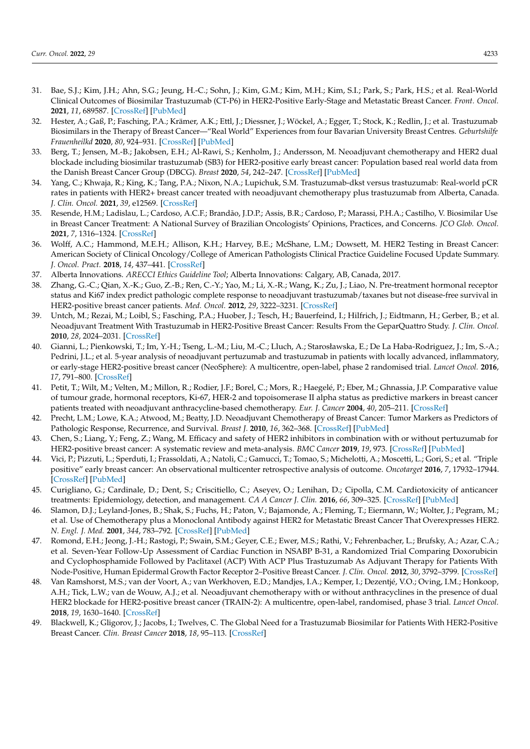31. Bae, S.J.; Kim, J.H.; Ahn, S.G.; Jeung, H.-C.; Sohn, J.; Kim, G.M.; Kim, M.H.; Kim, S.I.; Park, S.; Park, H.S.; et al. Real-World Clinical Outcomes of Biosimilar Trastuzumab (CT-P6) in HER2-Positive Early-Stage and Metastatic Breast Cancer. *Front. Oncol.* **2021**, *11*, 689587. [CrossRef] [PubMed]
32. Hester, A.; Gaß, P.; Fasching, P.A.; Krämer, A.K.; Ettl, J.; Diessner, J.; Wöckel, A.; Egger, T.; Stock, K.; Redlin, J.; et al. Trastuzumab Biosimilars in the Therapy of Breast Cancer—"Real World" Experiences from four Bavarian University Breast Centres. *Geburtshilfe Frauenheilkd* **2020**, *80*, 924–931. [CrossRef] [PubMed]
33. Berg, T.; Jensen, M.-B.; Jakobsen, E.H.; Al-Rawi, S.; Kenholm, J.; Andersson, M. Neoadjuvant chemotherapy and HER2 dual blockade including biosimilar trastuzumab (SB3) for HER2-positive early breast cancer: Population based real world data from the Danish Breast Cancer Group (DBCG). *Breast* **2020**, *54*, 242–247. [CrossRef] [PubMed]
34. Yang, C.; Khwaja, R.; King, K.; Tang, P.A.; Nixon, N.A.; Lupichuk, S.M. Trastuzumab-dkst versus trastuzumab: Real-world pCR rates in patients with HER2+ breast cancer treated with neoadjuvant chemotherapy plus trastuzumab from Alberta, Canada. *J. Clin. Oncol.* **2021**, *39*, e12569. [CrossRef]
35. Resende, H.M.; Ladislau, L.; Cardoso, A.C.F.; Brandão, J.D.P.; Assis, B.R.; Cardoso, P.; Marassi, P.H.A.; Castilho, V. Biosimilar Use in Breast Cancer Treatment: A National Survey of Brazilian Oncologists' Opinions, Practices, and Concerns. *JCO Glob. Oncol.* **2021**, *7*, 1316–1324. [CrossRef]
36. Wolff, A.C.; Hammond, M.E.H.; Allison, K.H.; Harvey, B.E.; McShane, L.M.; Dowsett, M. HER2 Testing in Breast Cancer: American Society of Clinical Oncology/College of American Pathologists Clinical Practice Guideline Focused Update Summary. *J. Oncol. Pract.* **2018**, *14*, 437–441. [CrossRef]
37. Alberta Innovations. *ARECCI Ethics Guideline Tool*; Alberta Innovations: Calgary, AB, Canada, 2017.
38. Zhang, G.-C.; Qian, X.-K.; Guo, Z.-B.; Ren, C.-Y.; Yao, M.; Li, X.-R.; Wang, K.; Zu, J.; Liao, N. Pre-treatment hormonal receptor status and Ki67 index predict pathologic complete response to neoadjuvant trastuzumab/taxanes but not disease-free survival in HER2-positive breast cancer patients. *Med. Oncol.* **2012**, *29*, 3222–3231. [CrossRef]
39. Untch, M.; Rezai, M.; Loibl, S.; Fasching, P.A.; Huober, J.; Tesch, H.; Bauerfeind, I.; Hilfrich, J.; Eidtmann, H.; Gerber, B.; et al. Neoadjuvant Treatment With Trastuzumab in HER2-Positive Breast Cancer: Results From the GeparQuattro Study. *J. Clin. Oncol.* **2010**, *28*, 2024–2031. [CrossRef]
40. Gianni, L.; Pienkowski, T.; Im, Y.-H.; Tseng, L.-M.; Liu, M.-C.; Lluch, A.; Starosławska, E.; De La Haba-Rodriguez, J.; Im, S.-A.; Pedrini, J.L.; et al. 5-year analysis of neoadjuvant pertuzumab and trastuzumab in patients with locally advanced, inflammatory, or early-stage HER2-positive breast cancer (NeoSphere): A multicentre, open-label, phase 2 randomised trial. *Lancet Oncol.* **2016**, *17*, 791–800. [CrossRef]
41. Petit, T.; Wilt, M.; Velten, M.; Millon, R.; Rodier, J.F.; Borel, C.; Mors, R.; Haegelé, P.; Eber, M.; Ghnassia, J.P. Comparative value of tumour grade, hormonal receptors, Ki-67, HER-2 and topoisomerase II alpha status as predictive markers in breast cancer patients treated with neoadjuvant anthracycline-based chemotherapy. *Eur. J. Cancer* **2004**, *40*, 205–211. [CrossRef]
42. Precht, L.M.; Lowe, K.A.; Atwood, M.; Beatty, J.D. Neoadjuvant Chemotherapy of Breast Cancer: Tumor Markers as Predictors of Pathologic Response, Recurrence, and Survival. *Breast J.* **2010**, *16*, 362–368. [CrossRef] [PubMed]
43. Chen, S.; Liang, Y.; Feng, Z.; Wang, M. Efficacy and safety of HER2 inhibitors in combination with or without pertuzumab for HER2-positive breast cancer: A systematic review and meta-analysis. *BMC Cancer* **2019**, *19*, 973. [CrossRef] [PubMed]
44. Vici, P.; Pizzuti, L.; Sperduti, I.; Frassoldati, A.; Natoli, C.; Gamucci, T.; Tomao, S.; Michelotti, A.; Moscetti, L.; Gori, S.; et al. "Triple positive" early breast cancer: An observational multicenter retrospective analysis of outcome. *Oncotarget* **2016**, *7*, 17932–17944. [CrossRef] [PubMed]
45. Curigliano, G.; Cardinale, D.; Dent, S.; Criscitiello, C.; Aseyev, O.; Lenihan, D.; Cipolla, C.M. Cardiotoxicity of anticancer treatments: Epidemiology, detection, and management. *CA A Cancer J. Clin.* **2016**, *66*, 309–325. [CrossRef] [PubMed]
46. Slamon, D.J.; Leyland-Jones, B.; Shak, S.; Fuchs, H.; Paton, V.; Bajamonde, A.; Fleming, T.; Eiermann, W.; Wolter, J.; Pegram, M.; et al. Use of Chemotherapy plus a Monoclonal Antibody against HER2 for Metastatic Breast Cancer That Overexpresses HER2. *N. Engl. J. Med.* **2001**, *344*, 783–792. [CrossRef] [PubMed]
47. Romond, E.H.; Jeong, J.-H.; Rastogi, P.; Swain, S.M.; Geyer, C.E.; Ewer, M.S.; Rathi, V.; Fehrenbacher, L.; Brufsky, A.; Azar, C.A.; et al. Seven-Year Follow-Up Assessment of Cardiac Function in NSABP B-31, a Randomized Trial Comparing Doxorubicin and Cyclophosphamide Followed by Paclitaxel (ACP) With ACP Plus Trastuzumab As Adjuvant Therapy for Patients With Node-Positive, Human Epidermal Growth Factor Receptor 2–Positive Breast Cancer. *J. Clin. Oncol.* **2012**, *30*, 3792–3799. [CrossRef]
48. Van Ramshorst, M.S.; van der Voort, A.; van Werkhoven, E.D.; Mandjes, I.A.; Kemper, I.; Dezentjé, V.O.; Oving, I.M.; Honkoop, A.H.; Tick, L.W.; van de Wouw, A.J.; et al. Neoadjuvant chemotherapy with or without anthracyclines in the presence of dual HER2 blockade for HER2-positive breast cancer (TRAIN-2): A multicentre, open-label, randomised, phase 3 trial. *Lancet Oncol.* **2018**, *19*, 1630–1640. [CrossRef]
49. Blackwell, K.; Gligorov, J.; Jacobs, I.; Twelves, C. The Global Need for a Trastuzumab Biosimilar for Patients With HER2-Positive Breast Cancer. *Clin. Breast Cancer* **2018**, *18*, 95–113. [CrossRef]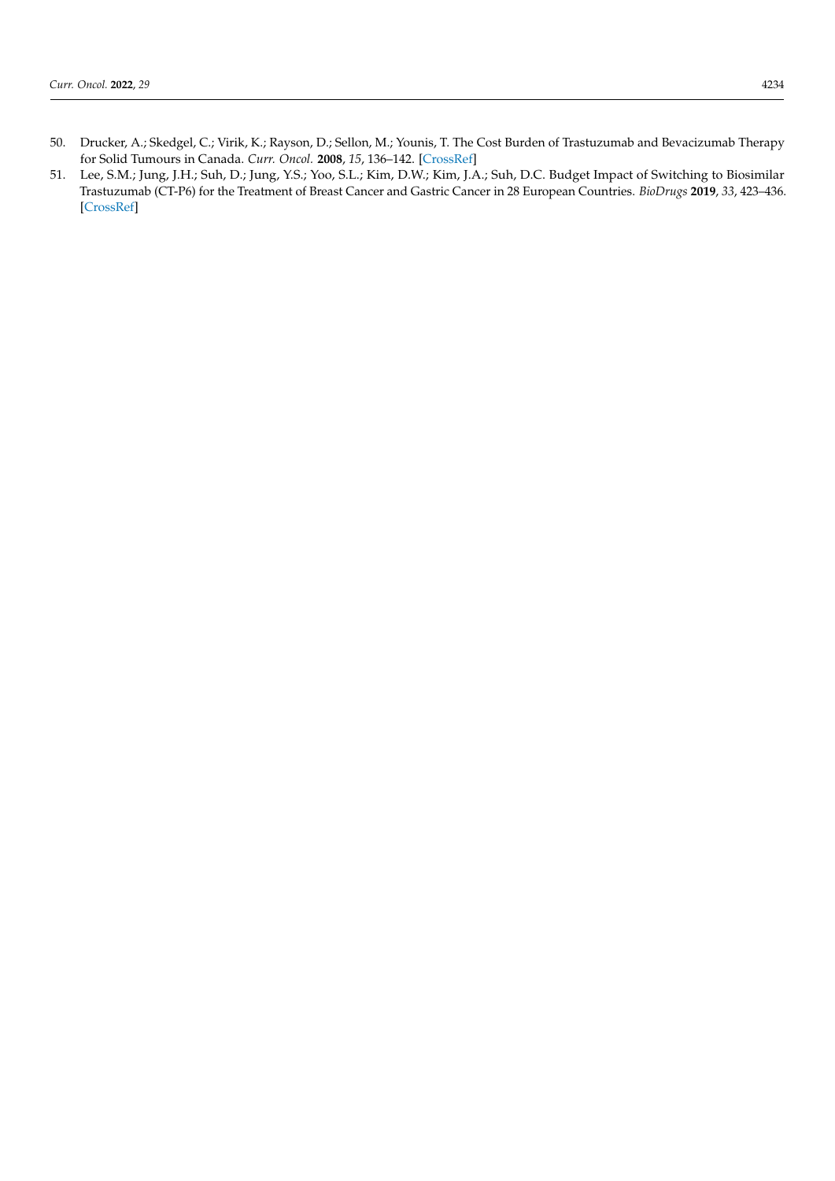50. Drucker, A.; Skedgel, C.; Virik, K.; Rayson, D.; Sellon, M.; Younis, T. The Cost Burden of Trastuzumab and Bevacizumab Therapy for Solid Tumours in Canada. *Curr. Oncol.* **2008**, *15*, 136–142. [CrossRef]
51. Lee, S.M.; Jung, J.H.; Suh, D.; Jung, Y.S.; Yoo, S.L.; Kim, D.W.; Kim, J.A.; Suh, D.C. Budget Impact of Switching to Biosimilar Trastuzumab (CT-P6) for the Treatment of Breast Cancer and Gastric Cancer in 28 European Countries. *BioDrugs* **2019**, *33*, 423–436. [CrossRef]